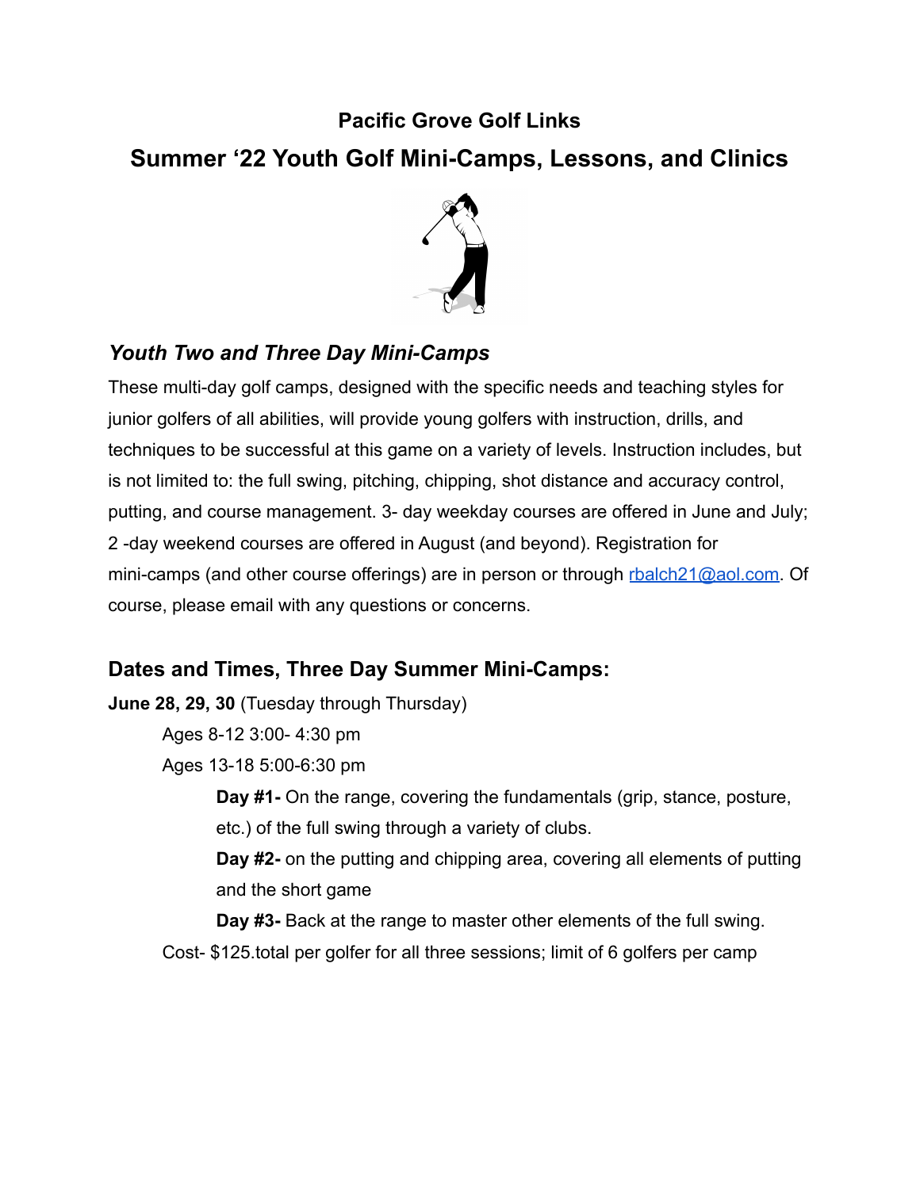# Pacific Grove Golf Links

## Summer ‘22 Youth Golf Mini-Camps, Lessons, and Clinics

### *Youth Two and Three Day Mini-Camps*

These multi-day golf camps, designed with the specific needs and teaching styles for junior golfers of all abilities, will provide young golfers with instruction, drills, and techniques to be successful at this game on a variety of levels. Instruction includes, but is not limited to: the full swing, pitching, chipping, shot distance and accuracy control, putting, and course management. 3- day weekday courses are offered in June and July; 2 -day weekend courses are offered in August (and beyond). Registration for mini-camps (and other course offerings) are in person or through rbalch21@aol.com. Of course, please email with any questions or concerns.

### Dates and Times, Three Day Summer Mini-Camps:

**June 28, 29, 30** (Tuesday through Thursday)

- Ages 8-12 3:00- 4:30 pm
- Ages 13-18 5:00-6:30 pm
  - **Day #1-** On the range, covering the fundamentals (grip, stance, posture, etc.) of the full swing through a variety of clubs.
  - **Day #2-** on the putting and chipping area, covering all elements of putting and the short game
  - **Day #3-** Back at the range to master other elements of the full swing.

Cost- $125.total per golfer for all three sessions; limit of 6 golfers per camp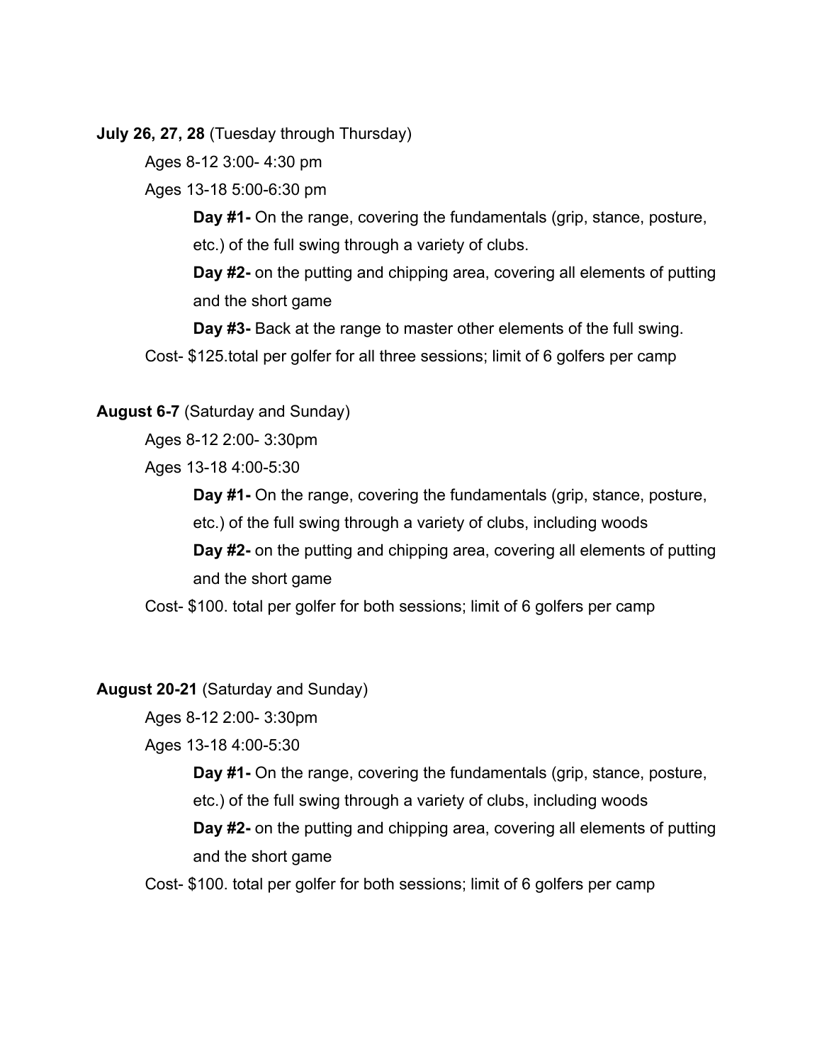**July 26, 27, 28** (Tuesday through Thursday)

Ages 8-12 3:00- 4:30 pm

Ages 13-18 5:00-6:30 pm

**Day #1-** On the range, covering the fundamentals (grip, stance, posture, etc.) of the full swing through a variety of clubs.

**Day #2-** on the putting and chipping area, covering all elements of putting and the short game

**Day #3-** Back at the range to master other elements of the full swing.

Cost- $125.total per golfer for all three sessions; limit of 6 golfers per camp

**August 6-7** (Saturday and Sunday)

Ages 8-12 2:00- 3:30pm

Ages 13-18 4:00-5:30

**Day #1-** On the range, covering the fundamentals (grip, stance, posture, etc.) of the full swing through a variety of clubs, including woods

**Day #2-** on the putting and chipping area, covering all elements of putting and the short game

Cost- $100. total per golfer for both sessions; limit of 6 golfers per camp

**August 20-21** (Saturday and Sunday)

Ages 8-12 2:00- 3:30pm

Ages 13-18 4:00-5:30

**Day #1-** On the range, covering the fundamentals (grip, stance, posture, etc.) of the full swing through a variety of clubs, including woods

**Day #2-** on the putting and chipping area, covering all elements of putting and the short game

Cost- $100. total per golfer for both sessions; limit of 6 golfers per camp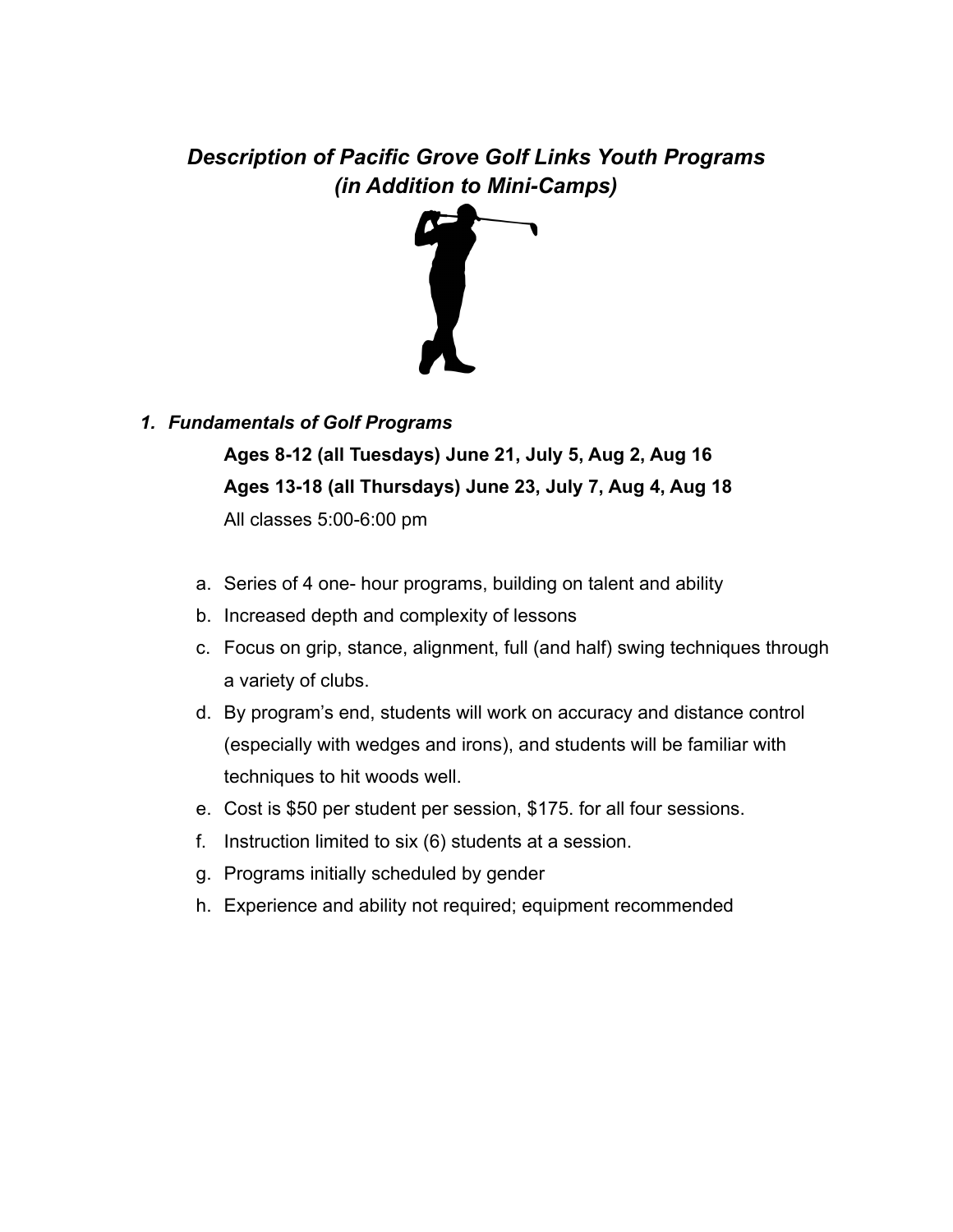# *Description of Pacific Grove Golf Links Youth Programs (in Addition to Mini-Camps)*

1. ***Fundamentals of Golf Programs***

   **Ages 8-12 (all Tuesdays) June 21, July 5, Aug 2, Aug 16**

   **Ages 13-18 (all Thursdays) June 23, July 7, Aug 4, Aug 18**

   All classes 5:00-6:00 pm

   a. Series of 4 one- hour programs, building on talent and ability
   b. Increased depth and complexity of lessons
   c. Focus on grip, stance, alignment, full (and half) swing techniques through a variety of clubs.
   d. By program's end, students will work on accuracy and distance control (especially with wedges and irons), and students will be familiar with techniques to hit woods well.
   e. Cost is $50 per student per session, $175. for all four sessions.
   f. Instruction limited to six (6) students at a session.
   g. Programs initially scheduled by gender
   h. Experience and ability not required; equipment recommended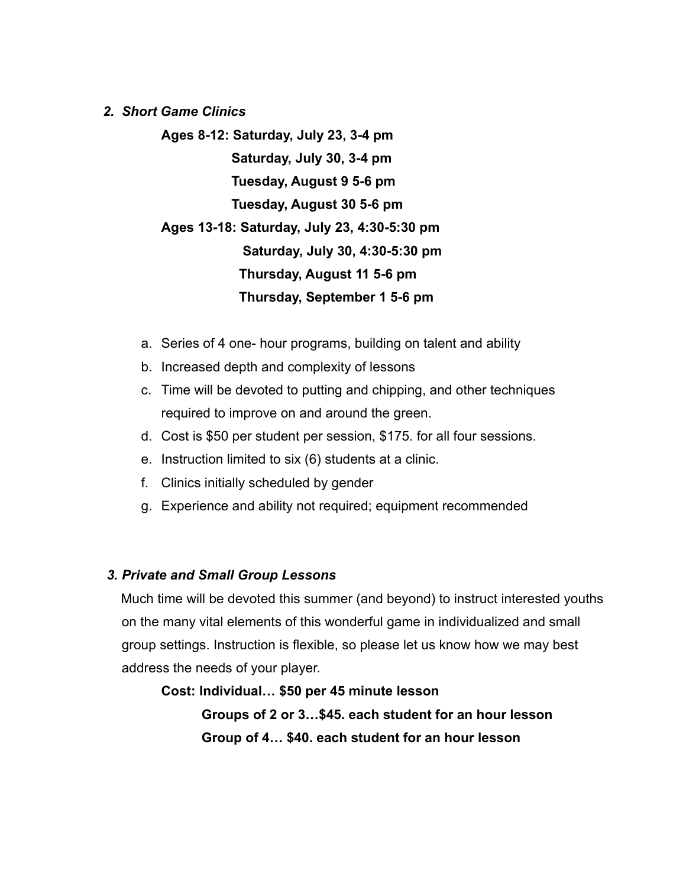### *2. Short Game Clinics*

**Ages 8-12: Saturday, July 23, 3-4 pm**
**Saturday, July 30, 3-4 pm**
**Tuesday, August 9 5-6 pm**
**Tuesday, August 30 5-6 pm**

**Ages 13-18: Saturday, July 23, 4:30-5:30 pm**
**Saturday, July 30, 4:30-5:30 pm**
**Thursday, August 11 5-6 pm**
**Thursday, September 1 5-6 pm**

a. Series of 4 one- hour programs, building on talent and ability
b. Increased depth and complexity of lessons
c. Time will be devoted to putting and chipping, and other techniques required to improve on and around the green.
d. Cost is $50 per student per session, $175. for all four sessions.
e. Instruction limited to six (6) students at a clinic.
f. Clinics initially scheduled by gender
g. Experience and ability not required; equipment recommended

### *3. Private and Small Group Lessons*

Much time will be devoted this summer (and beyond) to instruct interested youths on the many vital elements of this wonderful game in individualized and small group settings. Instruction is flexible, so please let us know how we may best address the needs of your player.

**Cost: Individual… $50 per 45 minute lesson**
**Groups of 2 or 3…$45. each student for an hour lesson**
**Group of 4… $40. each student for an hour lesson**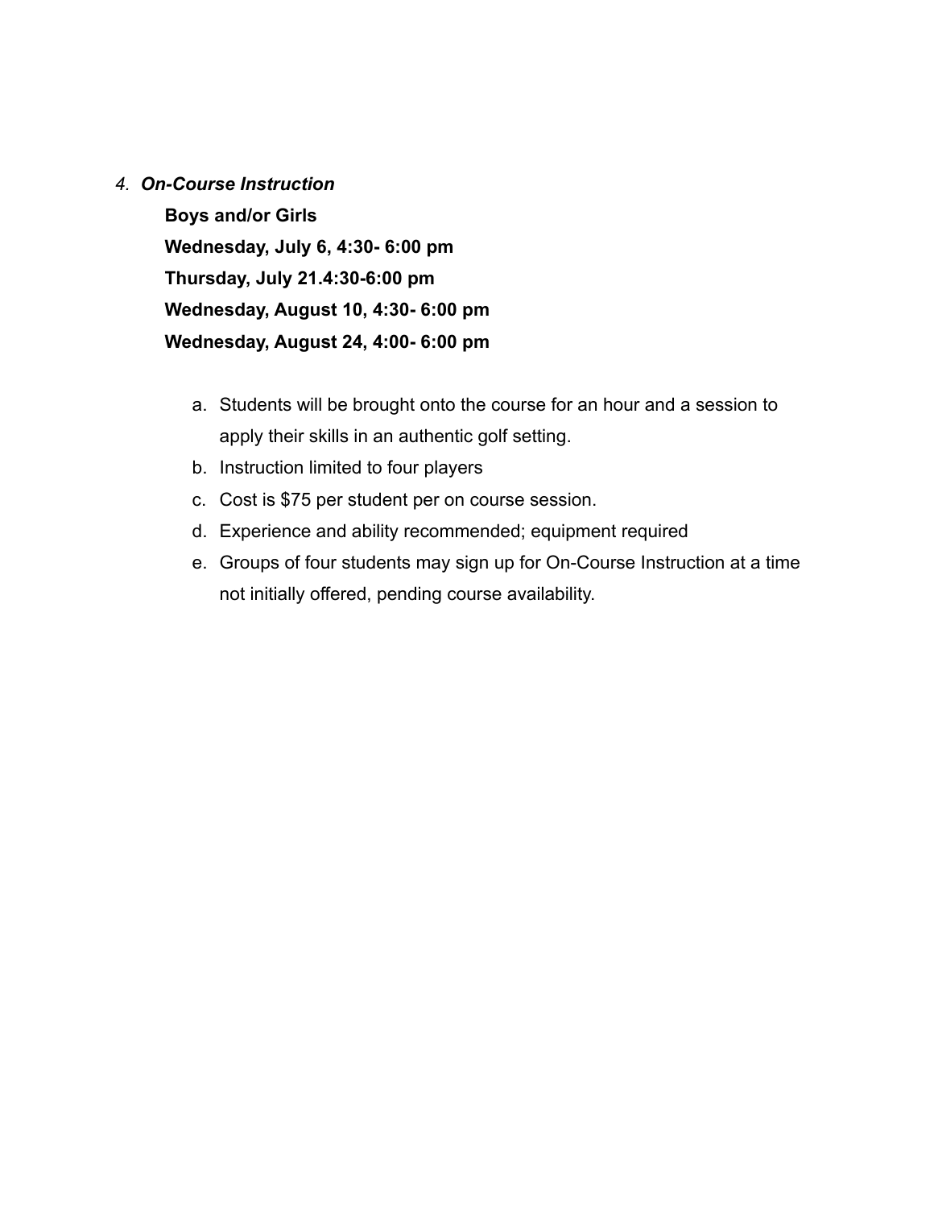4. ***On-Course Instruction***

   **Boys and/or Girls**

   **Wednesday, July 6, 4:30- 6:00 pm**

   **Thursday, July 21.4:30-6:00 pm**

   **Wednesday, August 10, 4:30- 6:00 pm**

   **Wednesday, August 24, 4:00- 6:00 pm**

   a. Students will be brought onto the course for an hour and a session to apply their skills in an authentic golf setting.
   b. Instruction limited to four players
   c. Cost is $75 per student per on course session.
   d. Experience and ability recommended; equipment required
   e. Groups of four students may sign up for On-Course Instruction at a time not initially offered, pending course availability.